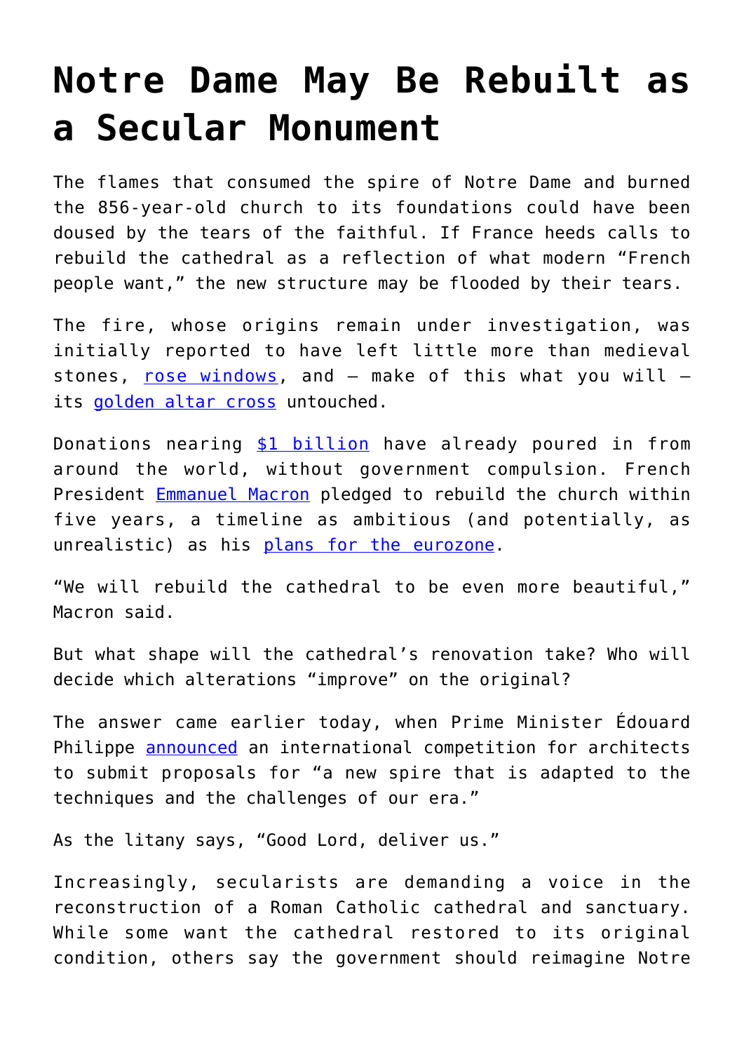# Notre Dame May Be Rebuilt as a Secular Monument

The flames that consumed the spire of Notre Dame and burned the 856-year-old church to its foundations could have been doused by the tears of the faithful. If France heeds calls to rebuild the cathedral as a reflection of what modern "French people want," the new structure may be flooded by their tears.

The fire, whose origins remain under investigation, was initially reported to have left little more than medieval stones, rose windows, and – make of this what you will – its golden altar cross untouched.

Donations nearing $1 billion have already poured in from around the world, without government compulsion. French President Emmanuel Macron pledged to rebuild the church within five years, a timeline as ambitious (and potentially, as unrealistic) as his plans for the eurozone.

"We will rebuild the cathedral to be even more beautiful," Macron said.

But what shape will the cathedral's renovation take? Who will decide which alterations "improve" on the original?

The answer came earlier today, when Prime Minister Édouard Philippe announced an international competition for architects to submit proposals for "a new spire that is adapted to the techniques and the challenges of our era."

As the litany says, "Good Lord, deliver us."

Increasingly, secularists are demanding a voice in the reconstruction of a Roman Catholic cathedral and sanctuary. While some want the cathedral restored to its original condition, others say the government should reimagine Notre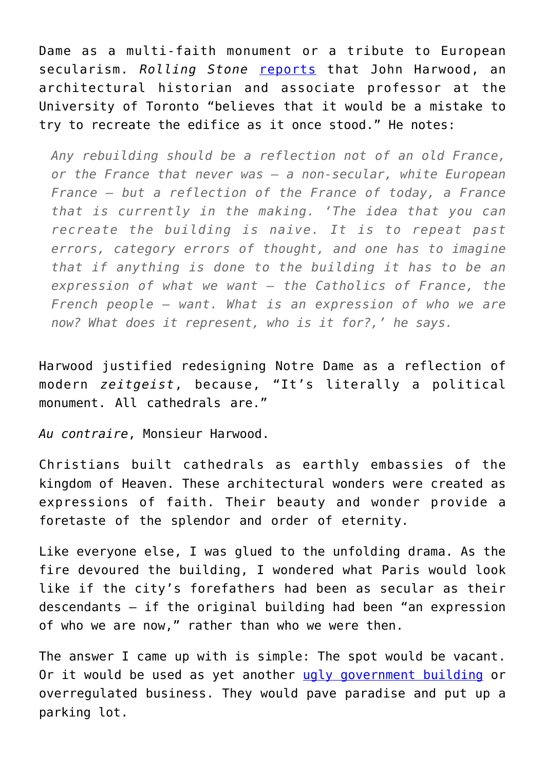Dame as a multi-faith monument or a tribute to European secularism. *Rolling Stone* [reports](#) that John Harwood, an architectural historian and associate professor at the University of Toronto "believes that it would be a mistake to try to recreate the edifice as it once stood." He notes:

> *Any rebuilding should be a reflection not of an old France, or the France that never was — a non-secular, white European France — but a reflection of the France of today, a France that is currently in the making. 'The idea that you can recreate the building is naive. It is to repeat past errors, category errors of thought, and one has to imagine that if anything is done to the building it has to be an expression of what we want — the Catholics of France, the French people — want. What is an expression of who we are now? What does it represent, who is it for?,' he says.*

Harwood justified redesigning Notre Dame as a reflection of modern *zeitgeist*, because, "It's literally a political monument. All cathedrals are."

*Au contraire*, Monsieur Harwood.

Christians built cathedrals as earthly embassies of the kingdom of Heaven. These architectural wonders were created as expressions of faith. Their beauty and wonder provide a foretaste of the splendor and order of eternity.

Like everyone else, I was glued to the unfolding drama. As the fire devoured the building, I wondered what Paris would look like if the city's forefathers had been as secular as their descendants — if the original building had been "an expression of who we are now," rather than who we were then.

The answer I came up with is simple: The spot would be vacant. Or it would be used as yet another [ugly government building](#) or overregulated business. They would pave paradise and put up a parking lot.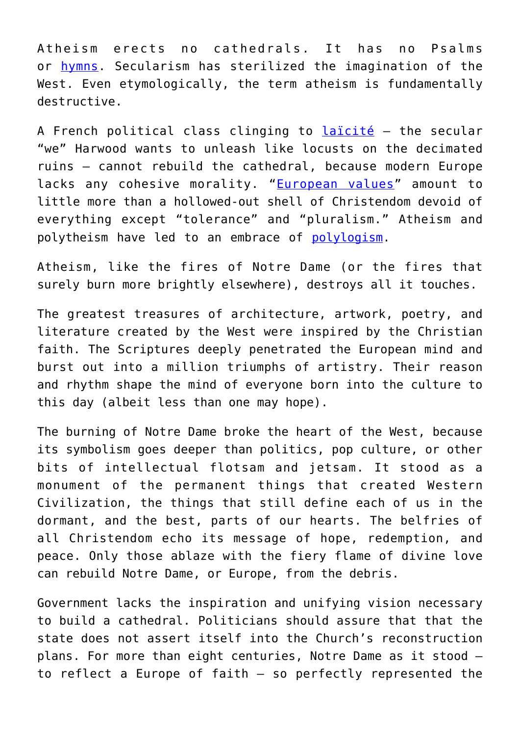Atheism erects no cathedrals. It has no Psalms or hymns. Secularism has sterilized the imagination of the West. Even etymologically, the term atheism is fundamentally destructive.

A French political class clinging to laïcité – the secular "we" Harwood wants to unleash like locusts on the decimated ruins – cannot rebuild the cathedral, because modern Europe lacks any cohesive morality. "European values" amount to little more than a hollowed-out shell of Christendom devoid of everything except "tolerance" and "pluralism." Atheism and polytheism have led to an embrace of polylogism.

Atheism, like the fires of Notre Dame (or the fires that surely burn more brightly elsewhere), destroys all it touches.

The greatest treasures of architecture, artwork, poetry, and literature created by the West were inspired by the Christian faith. The Scriptures deeply penetrated the European mind and burst out into a million triumphs of artistry. Their reason and rhythm shape the mind of everyone born into the culture to this day (albeit less than one may hope).

The burning of Notre Dame broke the heart of the West, because its symbolism goes deeper than politics, pop culture, or other bits of intellectual flotsam and jetsam. It stood as a monument of the permanent things that created Western Civilization, the things that still define each of us in the dormant, and the best, parts of our hearts. The belfries of all Christendom echo its message of hope, redemption, and peace. Only those ablaze with the fiery flame of divine love can rebuild Notre Dame, or Europe, from the debris.

Government lacks the inspiration and unifying vision necessary to build a cathedral. Politicians should assure that that the state does not assert itself into the Church's reconstruction plans. For more than eight centuries, Notre Dame as it stood – to reflect a Europe of faith – so perfectly represented the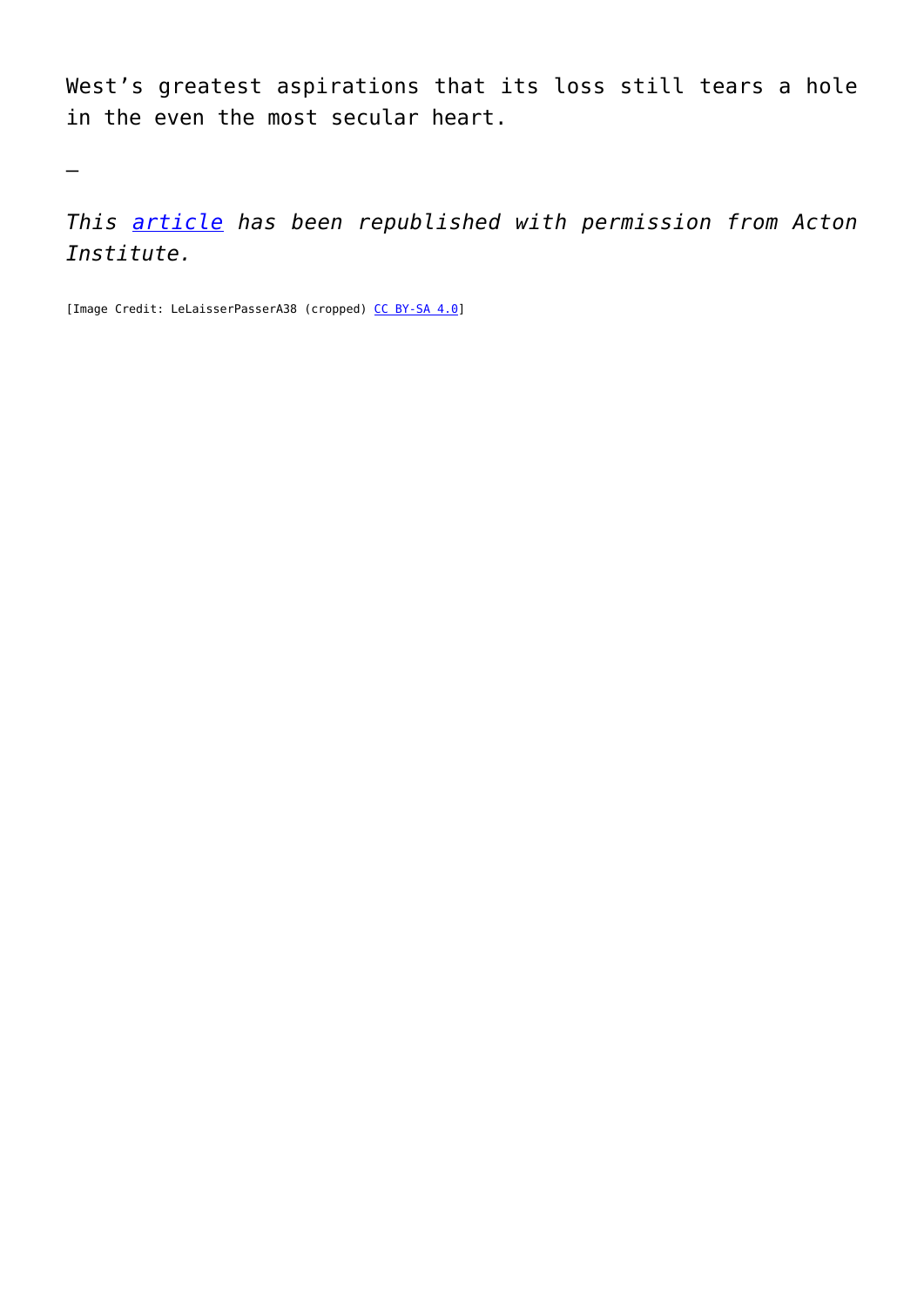West's greatest aspirations that its loss still tears a hole in the even the most secular heart.

—

*This article has been republished with permission from Acton Institute.*

[Image Credit: LeLaisserPasserA38 (cropped) CC BY-SA 4.0]